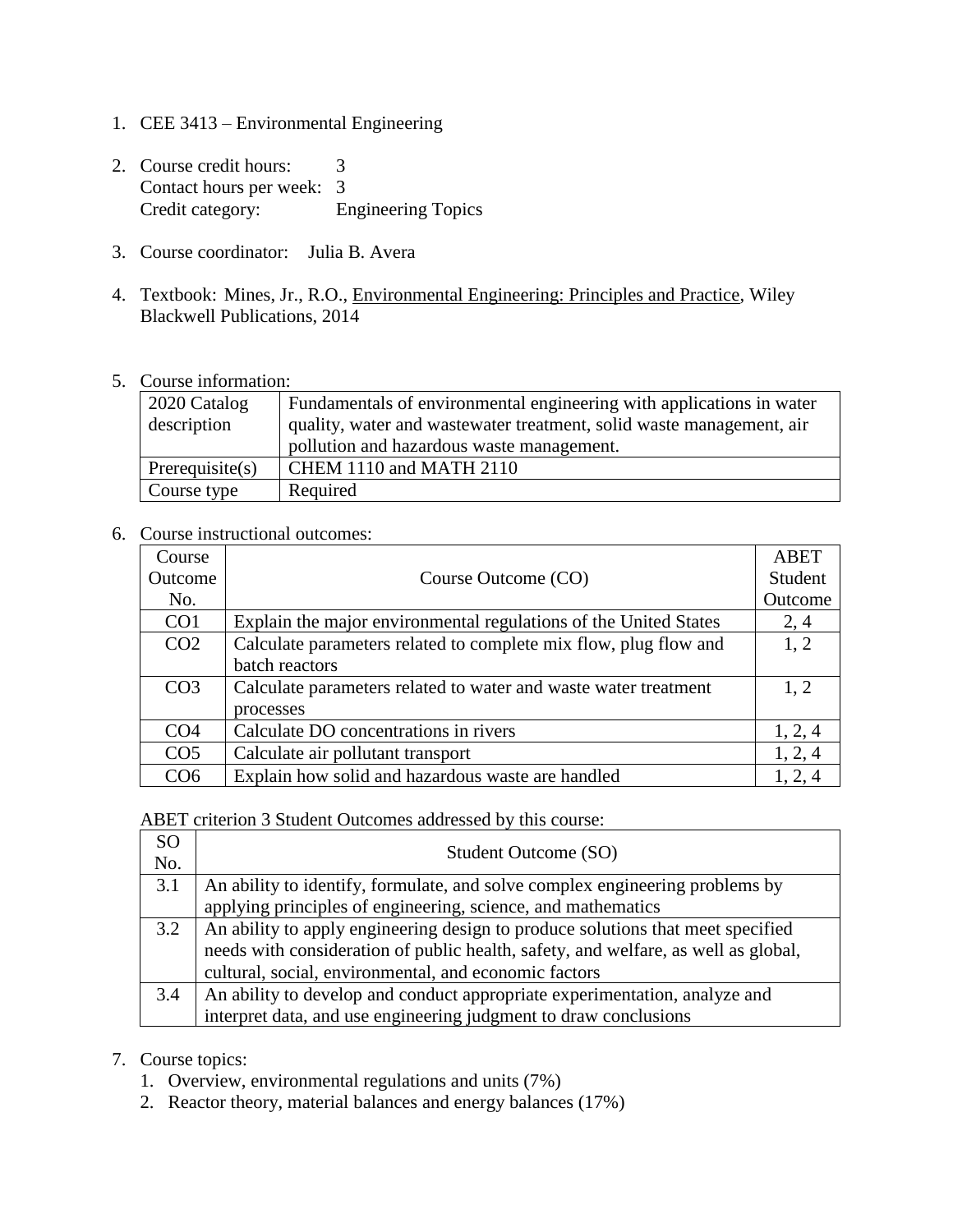1. CEE 3413 – Environmental Engineering

2. Course credit hours: 3
   Contact hours per week: 3
   Credit category: Engineering Topics

3. Course coordinator: Julia B. Avera

4. Textbook: Mines, Jr., R.O., Environmental Engineering: Principles and Practice, Wiley Blackwell Publications, 2014

5. Course information:

| 2020 Catalog description | Fundamentals of environmental engineering with applications in water quality, water and wastewater treatment, solid waste management, air pollution and hazardous waste management. |
|---|---|
| Prerequisite(s) | CHEM 1110 and MATH 2110 |
| Course type | Required |

6. Course instructional outcomes:

| Course Outcome No. | Course Outcome (CO) | ABET Student Outcome |
|---|---|---|
| CO1 | Explain the major environmental regulations of the United States | 2, 4 |
| CO2 | Calculate parameters related to complete mix flow, plug flow and batch reactors | 1, 2 |
| CO3 | Calculate parameters related to water and waste water treatment processes | 1, 2 |
| CO4 | Calculate DO concentrations in rivers | 1, 2, 4 |
| CO5 | Calculate air pollutant transport | 1, 2, 4 |
| CO6 | Explain how solid and hazardous waste are handled | 1, 2, 4 |

ABET criterion 3 Student Outcomes addressed by this course:

| SO No. | Student Outcome (SO) |
|---|---|
| 3.1 | An ability to identify, formulate, and solve complex engineering problems by applying principles of engineering, science, and mathematics |
| 3.2 | An ability to apply engineering design to produce solutions that meet specified needs with consideration of public health, safety, and welfare, as well as global, cultural, social, environmental, and economic factors |
| 3.4 | An ability to develop and conduct appropriate experimentation, analyze and interpret data, and use engineering judgment to draw conclusions |

7. Course topics:
   1. Overview, environmental regulations and units (7%)
   2. Reactor theory, material balances and energy balances (17%)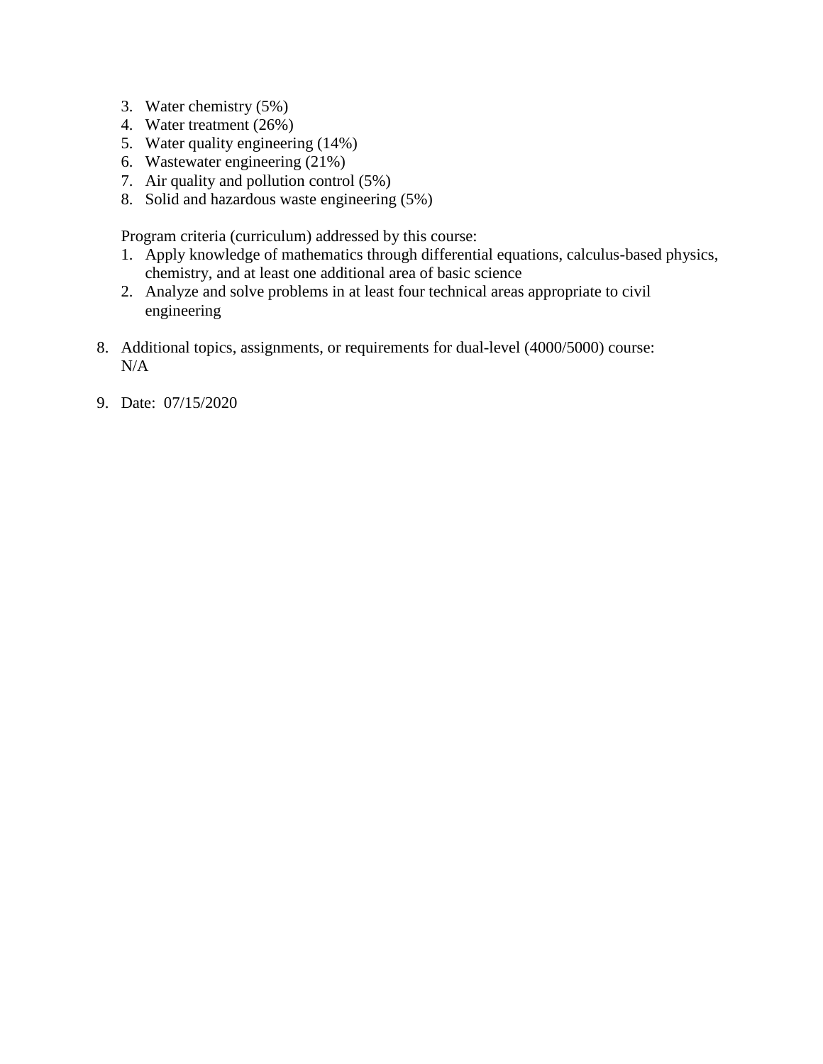3. Water chemistry (5%)
4. Water treatment (26%)
5. Water quality engineering (14%)
6. Wastewater engineering (21%)
7. Air quality and pollution control (5%)
8. Solid and hazardous waste engineering (5%)

Program criteria (curriculum) addressed by this course:

1. Apply knowledge of mathematics through differential equations, calculus-based physics, chemistry, and at least one additional area of basic science
2. Analyze and solve problems in at least four technical areas appropriate to civil engineering

8. Additional topics, assignments, or requirements for dual-level (4000/5000) course: N/A

9. Date: 07/15/2020